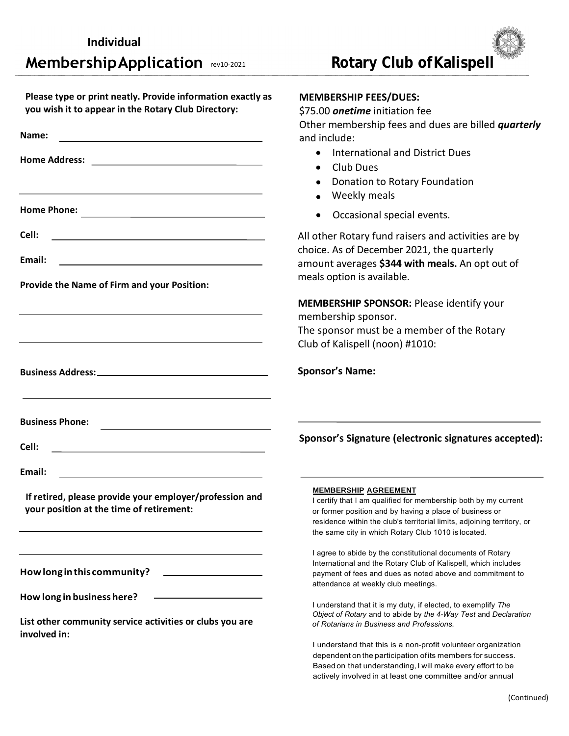Individual

# Membership Application rev10-2021

# Rotary Club of Kalispell

**Please type or print neatly. Provide information exactly as you wish it to appear in the Rotary Club Directory:**

**Name:** ______________________________

**Home Address:** ______________________________

______________________________

**Home Phone:** ______________________________

**Cell:** ______________________________

**Email:** ______________________________

**Provide the Name of Firm and your Position:**

______________________________

______________________________

**Business Address:** ______________________________

______________________________

**Business Phone:** ______________________________

**Cell:** ______________________________

**Email:** ______________________________

**If retired, please provide your employer/profession and your position at the time of retirement:**

______________________________

______________________________

**How long in this community?** ______________

**How long in business here?** ______________

**List other community service activities or clubs you are involved in:**

**MEMBERSHIP FEES/DUES:**

$75.00 ***onetime*** initiation fee

Other membership fees and dues are billed ***quarterly*** and include:

- International and District Dues
- Club Dues
- Donation to Rotary Foundation
- Weekly meals
- Occasional special events.

All other Rotary fund raisers and activities are by choice. As of December 2021, the quarterly amount averages **$344 with meals.** An opt out of meals option is available.

**MEMBERSHIP SPONSOR:** Please identify your membership sponsor.
The sponsor must be a member of the Rotary Club of Kalispell (noon) #1010:

**Sponsor's Name:**

______________________________

**Sponsor's Signature (electronic signatures accepted):**

______________________________

**MEMBERSHIP AGREEMENT**

I certify that I am qualified for membership both by my current or former position and by having a place of business or residence within the club's territorial limits, adjoining territory, or the same city in which Rotary Club 1010 is located.

I agree to abide by the constitutional documents of Rotary International and the Rotary Club of Kalispell, which includes payment of fees and dues as noted above and commitment to attendance at weekly club meetings.

I understand that it is my duty, if elected, to exemplify *The Object of Rotary* and to abide by *the 4-Way Test* and *Declaration of Rotarians in Business and Professions.*

I understand that this is a non-profit volunteer organization dependent on the participation of its members for success. Based on that understanding, I will make every effort to be actively involved in at least one committee and/or annual

(Continued)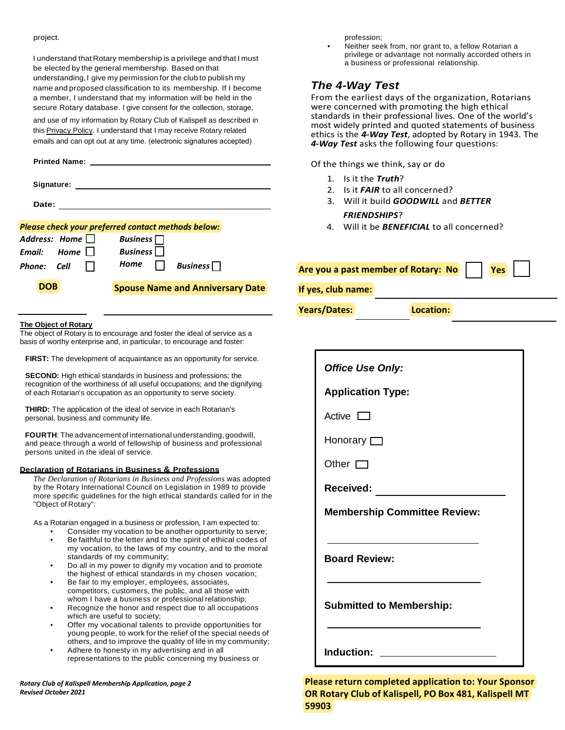project.

I understand that Rotary membership is a privilege and that I must be elected by the general membership. Based on that understanding, I give my permission for the club to publish my name and proposed classification to its membership. If I become a member, I understand that my information will be held in the secure Rotary database. I give consent for the collection, storage, and use of my information by Rotary Club of Kalispell as described in this Privacy Policy. I understand that I may receive Rotary related emails and can opt out at any time. (electronic signatures accepted)

**Printed Name:** ______________________________

**Signature:** ______________________________

**Date:** ______________________________

***Please check your preferred contact methods below:***

***Address:*** ***Home*** ☐ ***Business*** ☐

***Email:*** ***Home*** ☐ ***Business*** ☐

***Phone:*** ***Cell*** ☐ ***Home*** ☐ ***Business*** ☐

**DOB** ______________ **Spouse Name and Anniversary Date** ______________________________

**The Object of Rotary**

The object of Rotary is to encourage and foster the ideal of service as a basis of worthy enterprise and, in particular, to encourage and foster:

**FIRST:** The development of acquaintance as an opportunity for service.

**SECOND:** High ethical standards in business and professions; the recognition of the worthiness of all useful occupations; and the dignifying of each Rotarian's occupation as an opportunity to serve society.

**THIRD:** The application of the ideal of service in each Rotarian's personal, business and community life.

**FOURTH**: The advancement of international understanding, goodwill, and peace through a world of fellowship of business and professional persons united in the ideal of service.

**Declaration of Rotarians in Business & Professions**

*The Declaration of Rotarians in Business and Professions* was adopted by the Rotary International Council on Legislation in 1989 to provide more specific guidelines for the high ethical standards called for in the "Object of Rotary":

As a Rotarian engaged in a business or profession, I am expected to:

- Consider my vocation to be another opportunity to serve;
- Be faithful to the letter and to the spirit of ethical codes of my vocation, to the laws of my country, and to the moral standards of my community;
- Do all in my power to dignify my vocation and to promote the highest of ethical standards in my chosen vocation;
- Be fair to my employer, employees, associates, competitors, customers, the public, and all those with whom I have a business or professional relationship;
- Recognize the honor and respect due to all occupations which are useful to society;
- Offer my vocational talents to provide opportunities for young people, to work for the relief of the special needs of others, and to improve the quality of life in my community;
- Adhere to honesty in my advertising and in all representations to the public concerning my business or profession;
- Neither seek from, nor grant to, a fellow Rotarian a privilege or advantage not normally accorded others in a business or professional relationship.

## *The 4-Way Test*

From the earliest days of the organization, Rotarians were concerned with promoting the high ethical standards in their professional lives. One of the world's most widely printed and quoted statements of business ethics is the ***4-Way Test***, adopted by Rotary in 1943. The ***4-Way Test*** asks the following four questions:

Of the things we think, say or do

1. Is it the ***Truth***?
2. Is it ***FAIR*** to all concerned?
3. Will it build ***GOODWILL*** and ***BETTER FRIENDSHIPS***?
4. Will it be ***BENEFICIAL*** to all concerned?

**Are you a past member of Rotary: No** ☐ **Yes** ☐

**If yes, club name:** ______________________________

**Years/Dates:** ______________ **Location:** ______________

***Office Use Only:***

**Application Type:**

Active ☐

Honorary ☐

Other ☐

**Received:** ______________________________

**Membership Committee Review:**

______________________________

**Board Review:**

______________________________

**Submitted to Membership:**

______________________________

**Induction:** ______________________________

***Rotary Club of Kalispell Membership Application, page 2***
***Revised October 2021***

**Please return completed application to: Your Sponsor OR Rotary Club of Kalispell, PO Box 481, Kalispell MT 59903**